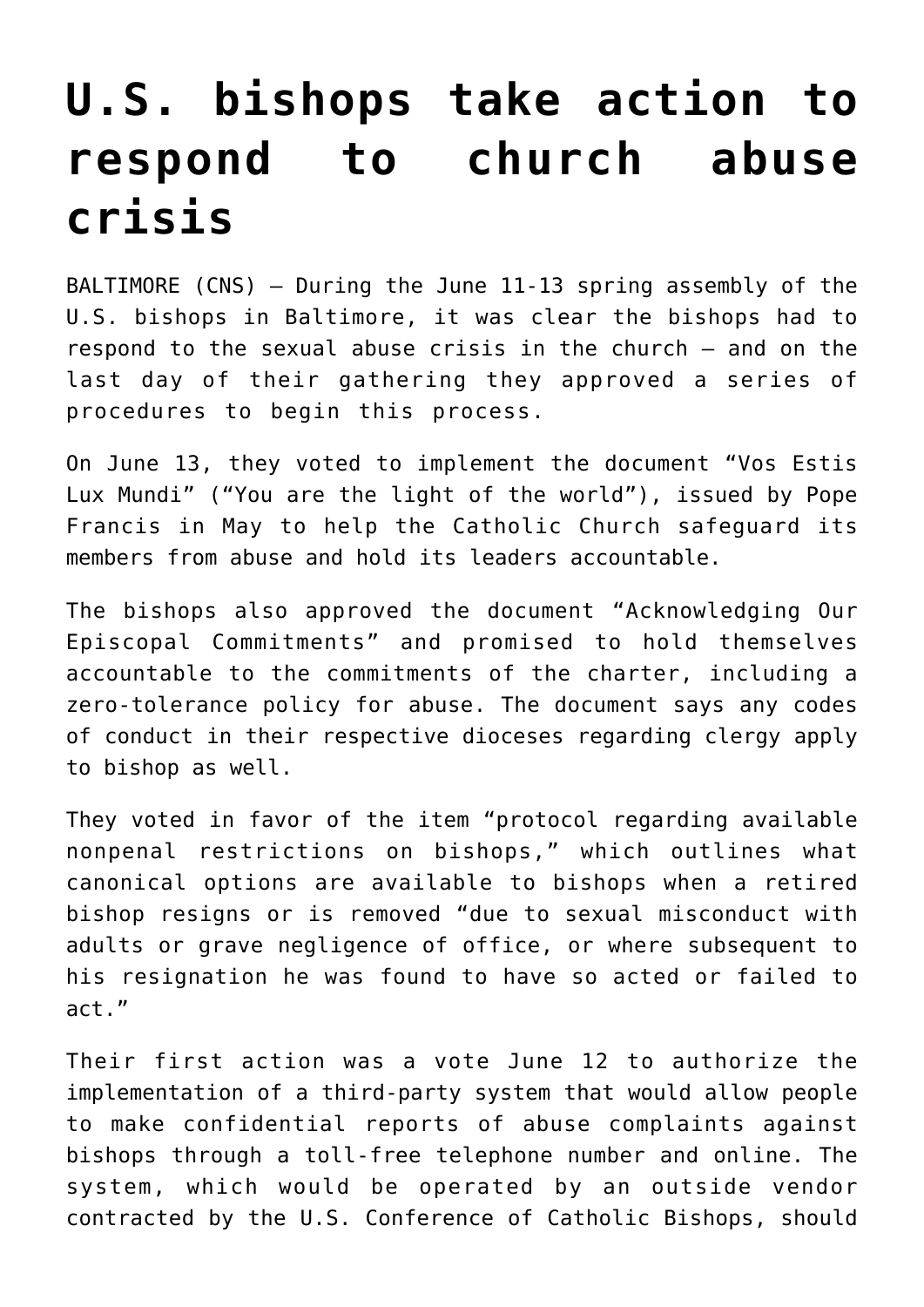# U.S. bishops take action to respond to church abuse crisis

BALTIMORE (CNS) — During the June 11-13 spring assembly of the U.S. bishops in Baltimore, it was clear the bishops had to respond to the sexual abuse crisis in the church — and on the last day of their gathering they approved a series of procedures to begin this process.

On June 13, they voted to implement the document "Vos Estis Lux Mundi" ("You are the light of the world"), issued by Pope Francis in May to help the Catholic Church safeguard its members from abuse and hold its leaders accountable.

The bishops also approved the document "Acknowledging Our Episcopal Commitments" and promised to hold themselves accountable to the commitments of the charter, including a zero-tolerance policy for abuse. The document says any codes of conduct in their respective dioceses regarding clergy apply to bishop as well.

They voted in favor of the item "protocol regarding available nonpenal restrictions on bishops," which outlines what canonical options are available to bishops when a retired bishop resigns or is removed "due to sexual misconduct with adults or grave negligence of office, or where subsequent to his resignation he was found to have so acted or failed to act."

Their first action was a vote June 12 to authorize the implementation of a third-party system that would allow people to make confidential reports of abuse complaints against bishops through a toll-free telephone number and online. The system, which would be operated by an outside vendor contracted by the U.S. Conference of Catholic Bishops, should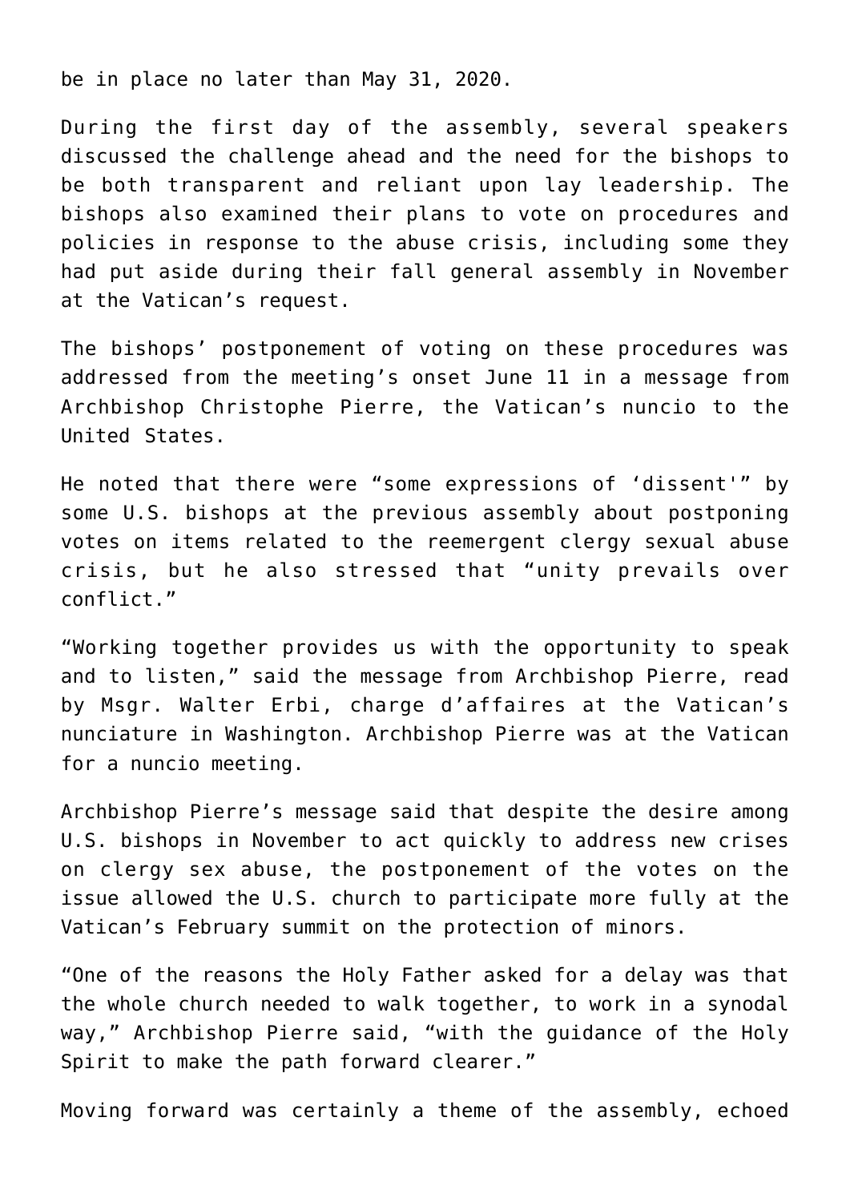be in place no later than May 31, 2020.

During the first day of the assembly, several speakers discussed the challenge ahead and the need for the bishops to be both transparent and reliant upon lay leadership. The bishops also examined their plans to vote on procedures and policies in response to the abuse crisis, including some they had put aside during their fall general assembly in November at the Vatican's request.

The bishops' postponement of voting on these procedures was addressed from the meeting's onset June 11 in a message from Archbishop Christophe Pierre, the Vatican's nuncio to the United States.

He noted that there were "some expressions of 'dissent'" by some U.S. bishops at the previous assembly about postponing votes on items related to the reemergent clergy sexual abuse crisis, but he also stressed that "unity prevails over conflict."

"Working together provides us with the opportunity to speak and to listen," said the message from Archbishop Pierre, read by Msgr. Walter Erbi, charge d'affaires at the Vatican's nunciature in Washington. Archbishop Pierre was at the Vatican for a nuncio meeting.

Archbishop Pierre's message said that despite the desire among U.S. bishops in November to act quickly to address new crises on clergy sex abuse, the postponement of the votes on the issue allowed the U.S. church to participate more fully at the Vatican's February summit on the protection of minors.

"One of the reasons the Holy Father asked for a delay was that the whole church needed to walk together, to work in a synodal way," Archbishop Pierre said, "with the guidance of the Holy Spirit to make the path forward clearer."

Moving forward was certainly a theme of the assembly, echoed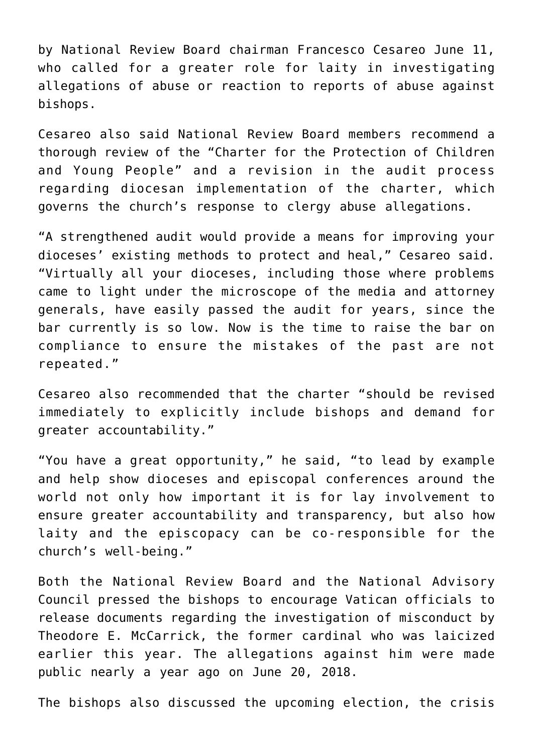by National Review Board chairman Francesco Cesareo June 11, who called for a greater role for laity in investigating allegations of abuse or reaction to reports of abuse against bishops.

Cesareo also said National Review Board members recommend a thorough review of the “Charter for the Protection of Children and Young People” and a revision in the audit process regarding diocesan implementation of the charter, which governs the church’s response to clergy abuse allegations.

“A strengthened audit would provide a means for improving your dioceses’ existing methods to protect and heal,” Cesareo said. “Virtually all your dioceses, including those where problems came to light under the microscope of the media and attorney generals, have easily passed the audit for years, since the bar currently is so low. Now is the time to raise the bar on compliance to ensure the mistakes of the past are not repeated.”

Cesareo also recommended that the charter “should be revised immediately to explicitly include bishops and demand for greater accountability.”

“You have a great opportunity,” he said, “to lead by example and help show dioceses and episcopal conferences around the world not only how important it is for lay involvement to ensure greater accountability and transparency, but also how laity and the episcopacy can be co-responsible for the church’s well-being.”

Both the National Review Board and the National Advisory Council pressed the bishops to encourage Vatican officials to release documents regarding the investigation of misconduct by Theodore E. McCarrick, the former cardinal who was laicized earlier this year. The allegations against him were made public nearly a year ago on June 20, 2018.

The bishops also discussed the upcoming election, the crisis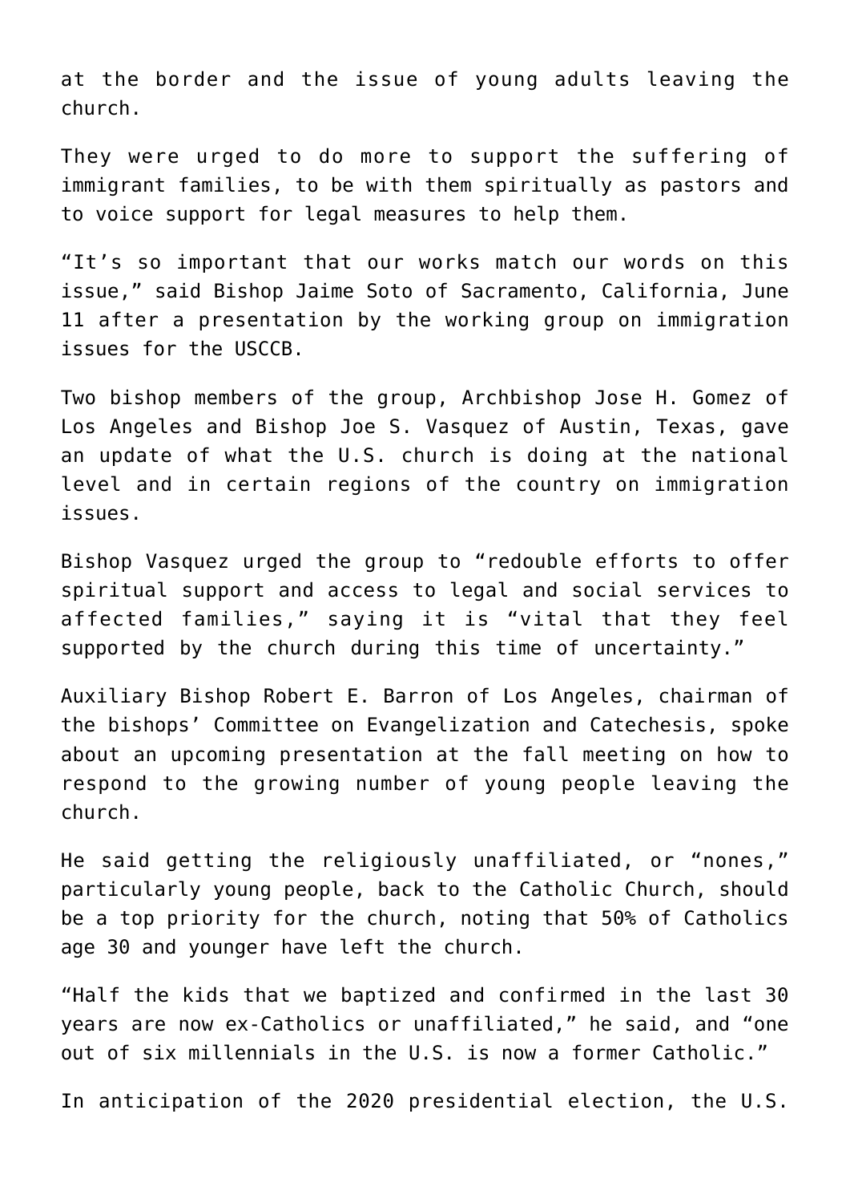at the border and the issue of young adults leaving the church.

They were urged to do more to support the suffering of immigrant families, to be with them spiritually as pastors and to voice support for legal measures to help them.

"It's so important that our works match our words on this issue," said Bishop Jaime Soto of Sacramento, California, June 11 after a presentation by the working group on immigration issues for the USCCB.

Two bishop members of the group, Archbishop Jose H. Gomez of Los Angeles and Bishop Joe S. Vasquez of Austin, Texas, gave an update of what the U.S. church is doing at the national level and in certain regions of the country on immigration issues.

Bishop Vasquez urged the group to "redouble efforts to offer spiritual support and access to legal and social services to affected families," saying it is "vital that they feel supported by the church during this time of uncertainty."

Auxiliary Bishop Robert E. Barron of Los Angeles, chairman of the bishops' Committee on Evangelization and Catechesis, spoke about an upcoming presentation at the fall meeting on how to respond to the growing number of young people leaving the church.

He said getting the religiously unaffiliated, or "nones," particularly young people, back to the Catholic Church, should be a top priority for the church, noting that 50% of Catholics age 30 and younger have left the church.

"Half the kids that we baptized and confirmed in the last 30 years are now ex-Catholics or unaffiliated," he said, and "one out of six millennials in the U.S. is now a former Catholic."

In anticipation of the 2020 presidential election, the U.S.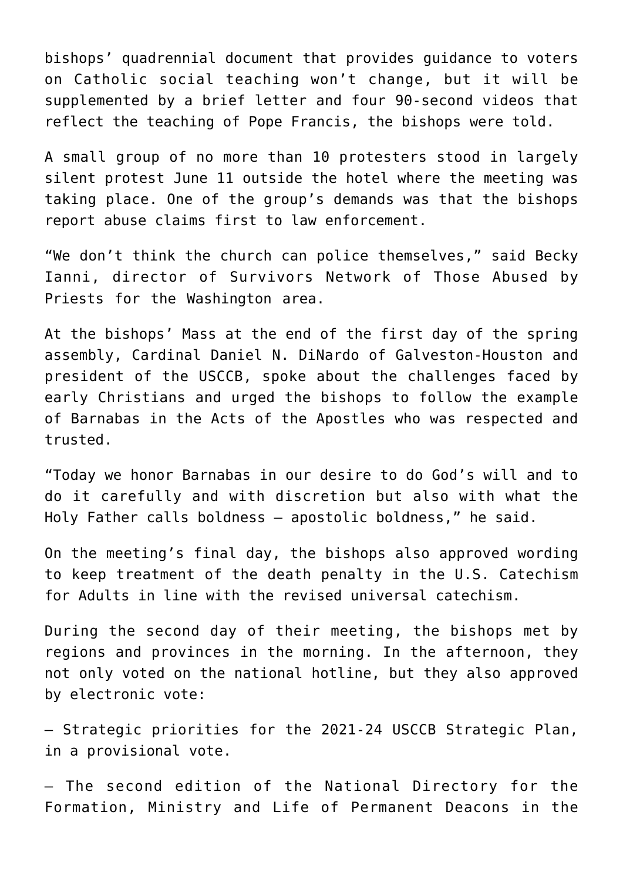bishops' quadrennial document that provides guidance to voters on Catholic social teaching won't change, but it will be supplemented by a brief letter and four 90-second videos that reflect the teaching of Pope Francis, the bishops were told.

A small group of no more than 10 protesters stood in largely silent protest June 11 outside the hotel where the meeting was taking place. One of the group's demands was that the bishops report abuse claims first to law enforcement.

"We don't think the church can police themselves," said Becky Ianni, director of Survivors Network of Those Abused by Priests for the Washington area.

At the bishops' Mass at the end of the first day of the spring assembly, Cardinal Daniel N. DiNardo of Galveston-Houston and president of the USCCB, spoke about the challenges faced by early Christians and urged the bishops to follow the example of Barnabas in the Acts of the Apostles who was respected and trusted.

"Today we honor Barnabas in our desire to do God's will and to do it carefully and with discretion but also with what the Holy Father calls boldness — apostolic boldness," he said.

On the meeting's final day, the bishops also approved wording to keep treatment of the death penalty in the U.S. Catechism for Adults in line with the revised universal catechism.

During the second day of their meeting, the bishops met by regions and provinces in the morning. In the afternoon, they not only voted on the national hotline, but they also approved by electronic vote:

— Strategic priorities for the 2021-24 USCCB Strategic Plan, in a provisional vote.

— The second edition of the National Directory for the Formation, Ministry and Life of Permanent Deacons in the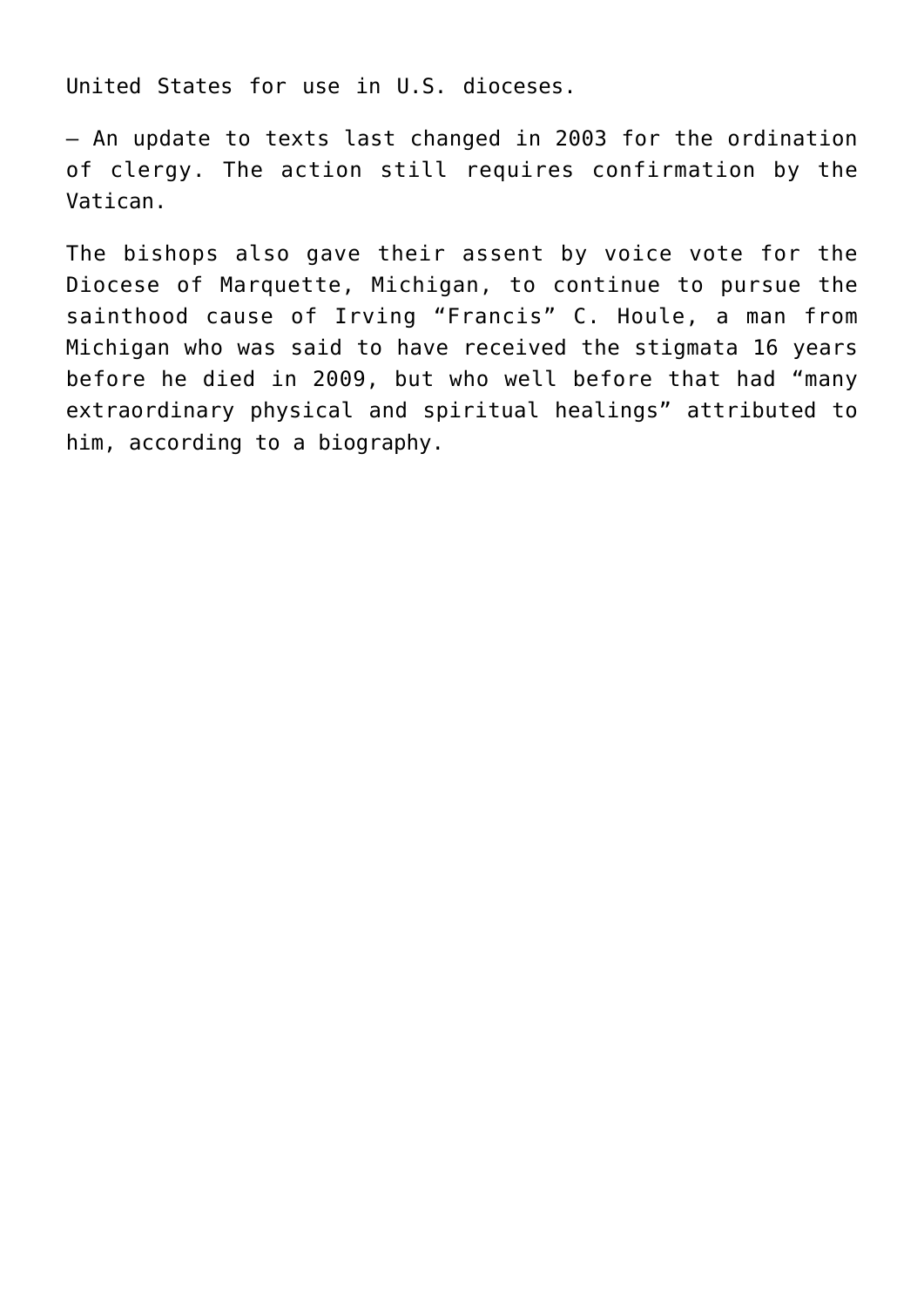United States for use in U.S. dioceses.

— An update to texts last changed in 2003 for the ordination of clergy. The action still requires confirmation by the Vatican.

The bishops also gave their assent by voice vote for the Diocese of Marquette, Michigan, to continue to pursue the sainthood cause of Irving "Francis" C. Houle, a man from Michigan who was said to have received the stigmata 16 years before he died in 2009, but who well before that had "many extraordinary physical and spiritual healings" attributed to him, according to a biography.